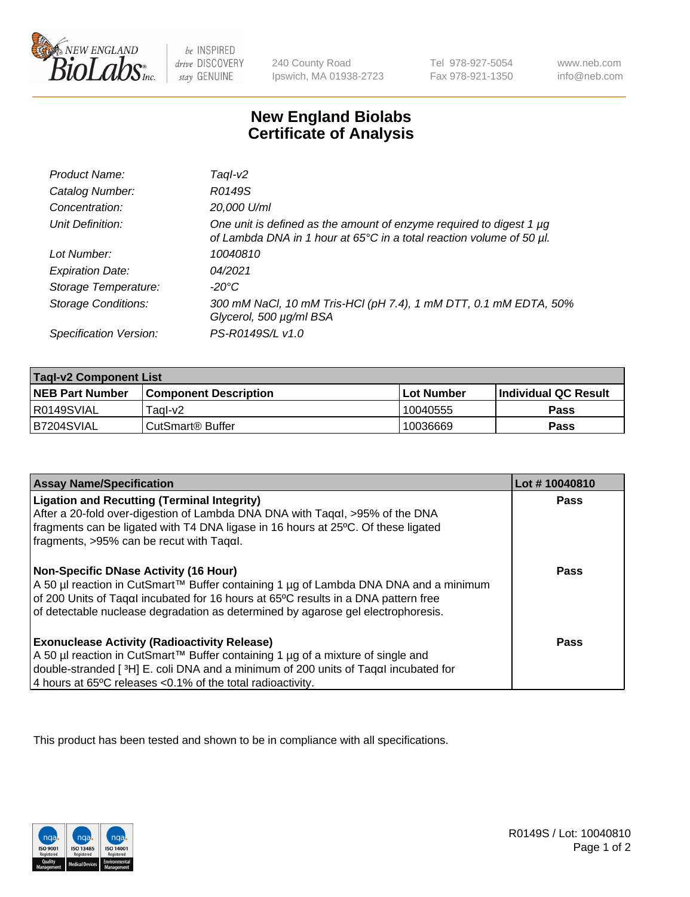# New England Biolabs Certificate of Analysis

| | |
|---|---|
| *Product Name:* | *TaqI-v2* |
| *Catalog Number:* | *R0149S* |
| *Concentration:* | *20,000 U/ml* |
| *Unit Definition:* | *One unit is defined as the amount of enzyme required to digest 1 µg of Lambda DNA in 1 hour at 65°C in a total reaction volume of 50 µl.* |
| *Lot Number:* | *10040810* |
| *Expiration Date:* | *04/2021* |
| *Storage Temperature:* | *-20°C* |
| *Storage Conditions:* | *300 mM NaCl, 10 mM Tris-HCl (pH 7.4), 1 mM DTT, 0.1 mM EDTA, 50% Glycerol, 500 µg/ml BSA* |
| *Specification Version:* | *PS-R0149S/L v1.0* |

| **TaqI-v2 Component List** | | | |
|---|---|---|---|
| **NEB Part Number** | **Component Description** | **Lot Number** | **Individual QC Result** |
| R0149SVIAL | TaqI-v2 | 10040555 | **Pass** |
| B7204SVIAL | CutSmart® Buffer | 10036669 | **Pass** |

| **Assay Name/Specification** | **Lot # 10040810** |
|---|---|
| **Ligation and Recutting (Terminal Integrity)** After a 20-fold over-digestion of Lambda DNA DNA with Taqαl, >95% of the DNA fragments can be ligated with T4 DNA ligase in 16 hours at 25ºC. Of these ligated fragments, >95% can be recut with Taqαl. | **Pass** |
| **Non-Specific DNase Activity (16 Hour)** A 50 µl reaction in CutSmart™ Buffer containing 1 µg of Lambda DNA DNA and a minimum of 200 Units of Taqαl incubated for 16 hours at 65ºC results in a DNA pattern free of detectable nuclease degradation as determined by agarose gel electrophoresis. | **Pass** |
| **Exonuclease Activity (Radioactivity Release)** A 50 µl reaction in CutSmart™ Buffer containing 1 µg of a mixture of single and double-stranded [ $^3$H] E. coli DNA and a minimum of 200 units of Taqαl incubated for 4 hours at 65ºC releases <0.1% of the total radioactivity. | **Pass** |

This product has been tested and shown to be in compliance with all specifications.

R0149S / Lot: 10040810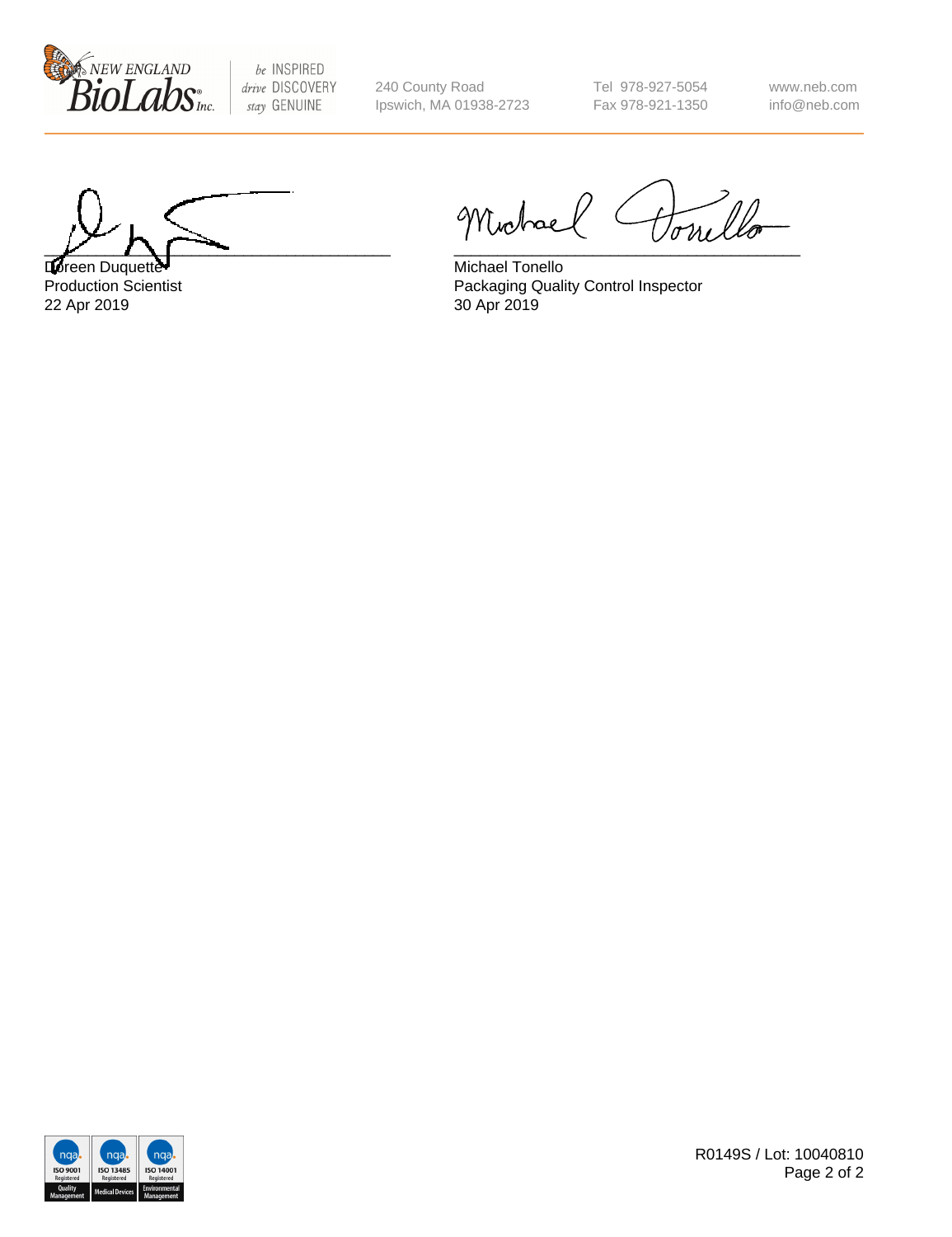Doreen Duquette
Production Scientist
22 Apr 2019

Michael Tonello
Packaging Quality Control Inspector
30 Apr 2019

R0149S / Lot: 10040810